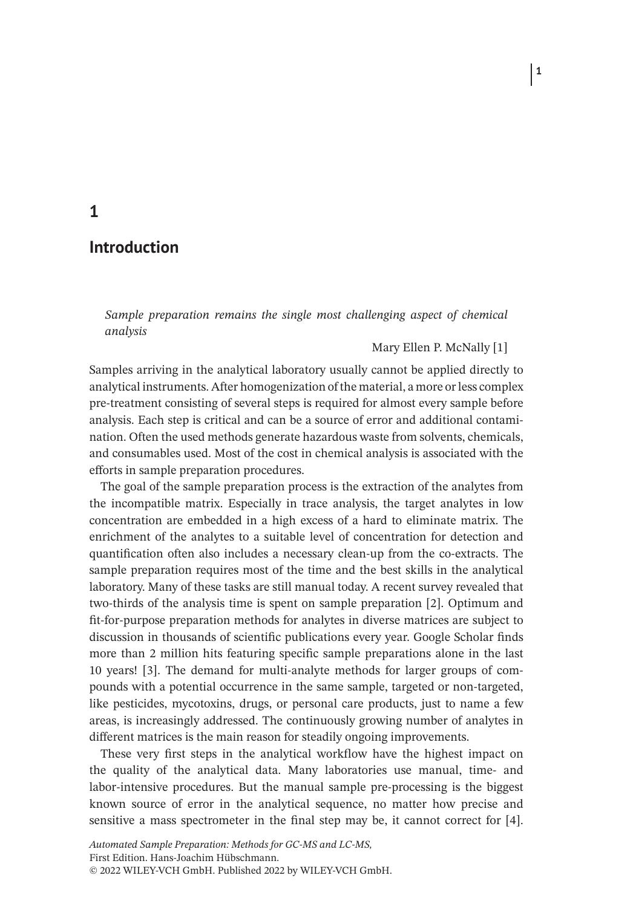# 1

# Introduction

> *Sample preparation remains the single most challenging aspect of chemical analysis*
>
> Mary Ellen P. McNally [1]

Samples arriving in the analytical laboratory usually cannot be applied directly to analytical instruments. After homogenization of the material, a more or less complex pre-treatment consisting of several steps is required for almost every sample before analysis. Each step is critical and can be a source of error and additional contamination. Often the used methods generate hazardous waste from solvents, chemicals, and consumables used. Most of the cost in chemical analysis is associated with the efforts in sample preparation procedures.

The goal of the sample preparation process is the extraction of the analytes from the incompatible matrix. Especially in trace analysis, the target analytes in low concentration are embedded in a high excess of a hard to eliminate matrix. The enrichment of the analytes to a suitable level of concentration for detection and quantification often also includes a necessary clean-up from the co-extracts. The sample preparation requires most of the time and the best skills in the analytical laboratory. Many of these tasks are still manual today. A recent survey revealed that two-thirds of the analysis time is spent on sample preparation [2]. Optimum and fit-for-purpose preparation methods for analytes in diverse matrices are subject to discussion in thousands of scientific publications every year. Google Scholar finds more than 2 million hits featuring specific sample preparations alone in the last 10 years! [3]. The demand for multi-analyte methods for larger groups of compounds with a potential occurrence in the same sample, targeted or non-targeted, like pesticides, mycotoxins, drugs, or personal care products, just to name a few areas, is increasingly addressed. The continuously growing number of analytes in different matrices is the main reason for steadily ongoing improvements.

These very first steps in the analytical workflow have the highest impact on the quality of the analytical data. Many laboratories use manual, time- and labor-intensive procedures. But the manual sample pre-processing is the biggest known source of error in the analytical sequence, no matter how precise and sensitive a mass spectrometer in the final step may be, it cannot correct for [4].

*Automated Sample Preparation: Methods for GC-MS and LC-MS,*
First Edition. Hans-Joachim Hübschmann.
© 2022 WILEY-VCH GmbH. Published 2022 by WILEY-VCH GmbH.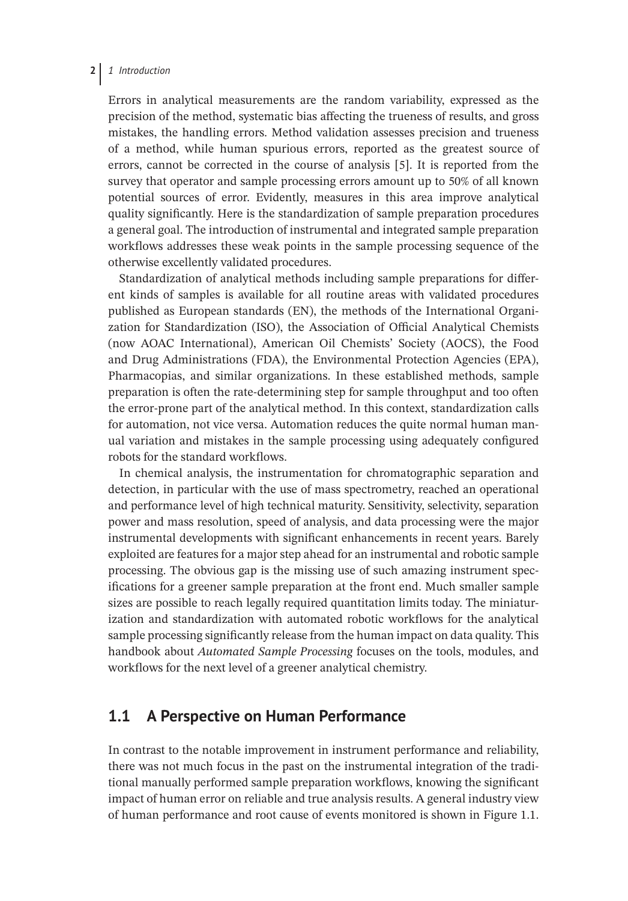Errors in analytical measurements are the random variability, expressed as the precision of the method, systematic bias affecting the trueness of results, and gross mistakes, the handling errors. Method validation assesses precision and trueness of a method, while human spurious errors, reported as the greatest source of errors, cannot be corrected in the course of analysis [5]. It is reported from the survey that operator and sample processing errors amount up to 50% of all known potential sources of error. Evidently, measures in this area improve analytical quality significantly. Here is the standardization of sample preparation procedures a general goal. The introduction of instrumental and integrated sample preparation workflows addresses these weak points in the sample processing sequence of the otherwise excellently validated procedures.

Standardization of analytical methods including sample preparations for different kinds of samples is available for all routine areas with validated procedures published as European standards (EN), the methods of the International Organization for Standardization (ISO), the Association of Official Analytical Chemists (now AOAC International), American Oil Chemists' Society (AOCS), the Food and Drug Administrations (FDA), the Environmental Protection Agencies (EPA), Pharmacopias, and similar organizations. In these established methods, sample preparation is often the rate-determining step for sample throughput and too often the error-prone part of the analytical method. In this context, standardization calls for automation, not vice versa. Automation reduces the quite normal human manual variation and mistakes in the sample processing using adequately configured robots for the standard workflows.

In chemical analysis, the instrumentation for chromatographic separation and detection, in particular with the use of mass spectrometry, reached an operational and performance level of high technical maturity. Sensitivity, selectivity, separation power and mass resolution, speed of analysis, and data processing were the major instrumental developments with significant enhancements in recent years. Barely exploited are features for a major step ahead for an instrumental and robotic sample processing. The obvious gap is the missing use of such amazing instrument specifications for a greener sample preparation at the front end. Much smaller sample sizes are possible to reach legally required quantitation limits today. The miniaturization and standardization with automated robotic workflows for the analytical sample processing significantly release from the human impact on data quality. This handbook about *Automated Sample Processing* focuses on the tools, modules, and workflows for the next level of a greener analytical chemistry.

## 1.1 A Perspective on Human Performance

In contrast to the notable improvement in instrument performance and reliability, there was not much focus in the past on the instrumental integration of the traditional manually performed sample preparation workflows, knowing the significant impact of human error on reliable and true analysis results. A general industry view of human performance and root cause of events monitored is shown in Figure 1.1.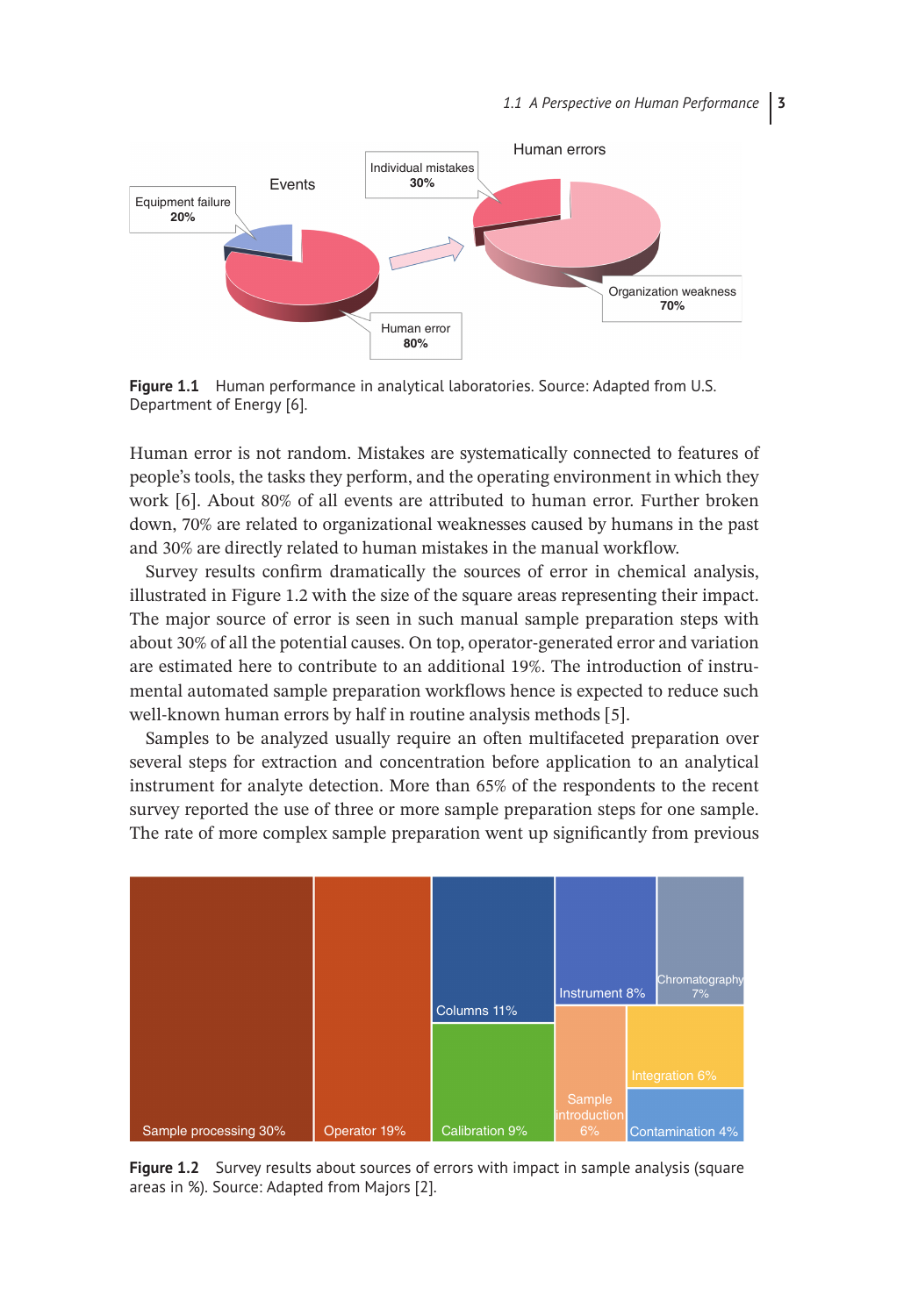**Figure 1.1** Human performance in analytical laboratories. Source: Adapted from U.S. Department of Energy [6].

Human error is not random. Mistakes are systematically connected to features of people's tools, the tasks they perform, and the operating environment in which they work [6]. About 80% of all events are attributed to human error. Further broken down, 70% are related to organizational weaknesses caused by humans in the past and 30% are directly related to human mistakes in the manual workflow.

Survey results confirm dramatically the sources of error in chemical analysis, illustrated in Figure 1.2 with the size of the square areas representing their impact. The major source of error is seen in such manual sample preparation steps with about 30% of all the potential causes. On top, operator-generated error and variation are estimated here to contribute to an additional 19%. The introduction of instrumental automated sample preparation workflows hence is expected to reduce such well-known human errors by half in routine analysis methods [5].

Samples to be analyzed usually require an often multifaceted preparation over several steps for extraction and concentration before application to an analytical instrument for analyte detection. More than 65% of the respondents to the recent survey reported the use of three or more sample preparation steps for one sample. The rate of more complex sample preparation went up significantly from previous

**Figure 1.2** Survey results about sources of errors with impact in sample analysis (square areas in %). Source: Adapted from Majors [2].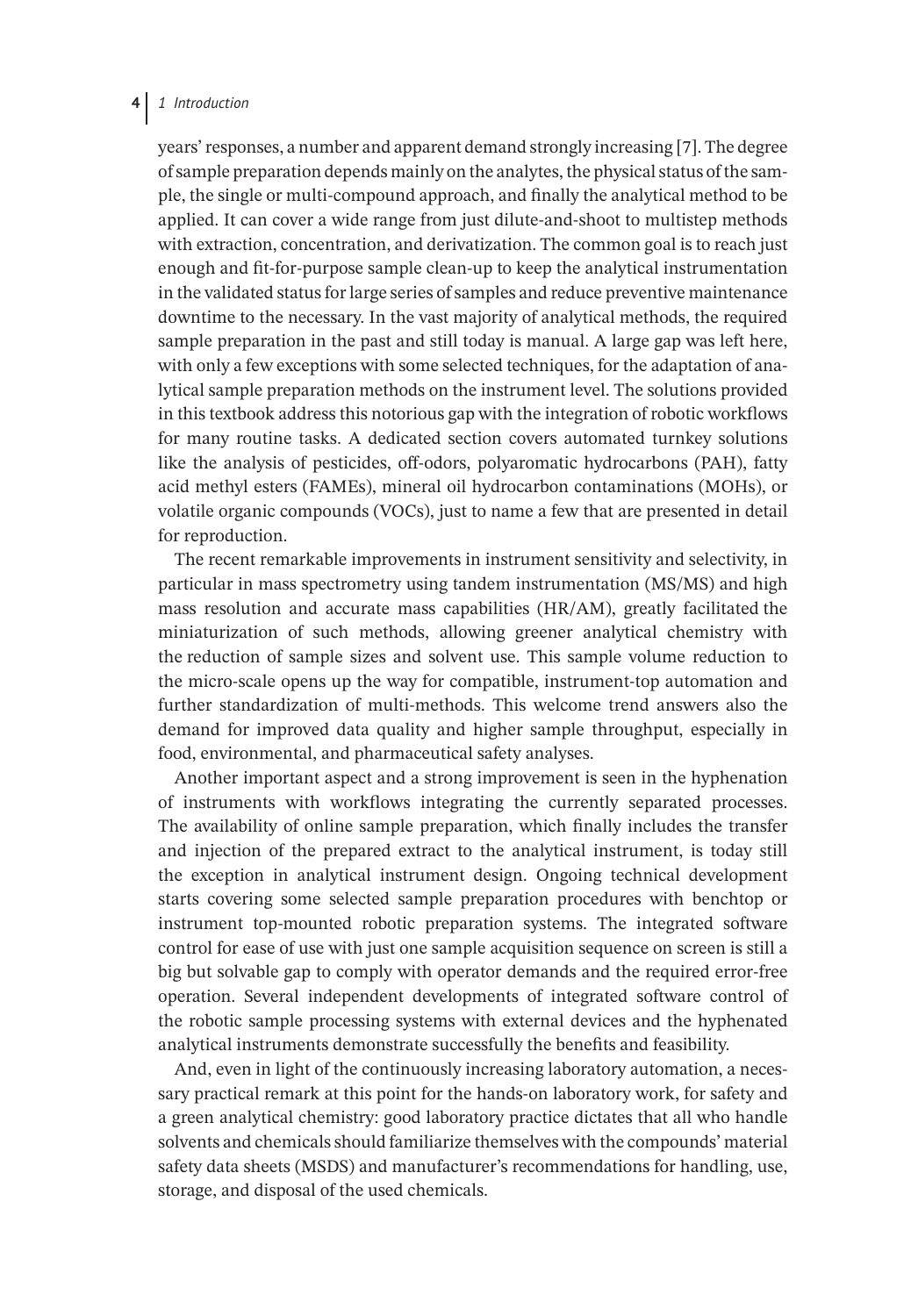years' responses, a number and apparent demand strongly increasing [7]. The degree of sample preparation depends mainly on the analytes, the physical status of the sample, the single or multi-compound approach, and finally the analytical method to be applied. It can cover a wide range from just dilute-and-shoot to multistep methods with extraction, concentration, and derivatization. The common goal is to reach just enough and fit-for-purpose sample clean-up to keep the analytical instrumentation in the validated status for large series of samples and reduce preventive maintenance downtime to the necessary. In the vast majority of analytical methods, the required sample preparation in the past and still today is manual. A large gap was left here, with only a few exceptions with some selected techniques, for the adaptation of analytical sample preparation methods on the instrument level. The solutions provided in this textbook address this notorious gap with the integration of robotic workflows for many routine tasks. A dedicated section covers automated turnkey solutions like the analysis of pesticides, off-odors, polyaromatic hydrocarbons (PAH), fatty acid methyl esters (FAMEs), mineral oil hydrocarbon contaminations (MOHs), or volatile organic compounds (VOCs), just to name a few that are presented in detail for reproduction.

The recent remarkable improvements in instrument sensitivity and selectivity, in particular in mass spectrometry using tandem instrumentation (MS/MS) and high mass resolution and accurate mass capabilities (HR/AM), greatly facilitated the miniaturization of such methods, allowing greener analytical chemistry with the reduction of sample sizes and solvent use. This sample volume reduction to the micro-scale opens up the way for compatible, instrument-top automation and further standardization of multi-methods. This welcome trend answers also the demand for improved data quality and higher sample throughput, especially in food, environmental, and pharmaceutical safety analyses.

Another important aspect and a strong improvement is seen in the hyphenation of instruments with workflows integrating the currently separated processes. The availability of online sample preparation, which finally includes the transfer and injection of the prepared extract to the analytical instrument, is today still the exception in analytical instrument design. Ongoing technical development starts covering some selected sample preparation procedures with benchtop or instrument top-mounted robotic preparation systems. The integrated software control for ease of use with just one sample acquisition sequence on screen is still a big but solvable gap to comply with operator demands and the required error-free operation. Several independent developments of integrated software control of the robotic sample processing systems with external devices and the hyphenated analytical instruments demonstrate successfully the benefits and feasibility.

And, even in light of the continuously increasing laboratory automation, a necessary practical remark at this point for the hands-on laboratory work, for safety and a green analytical chemistry: good laboratory practice dictates that all who handle solvents and chemicals should familiarize themselves with the compounds' material safety data sheets (MSDS) and manufacturer's recommendations for handling, use, storage, and disposal of the used chemicals.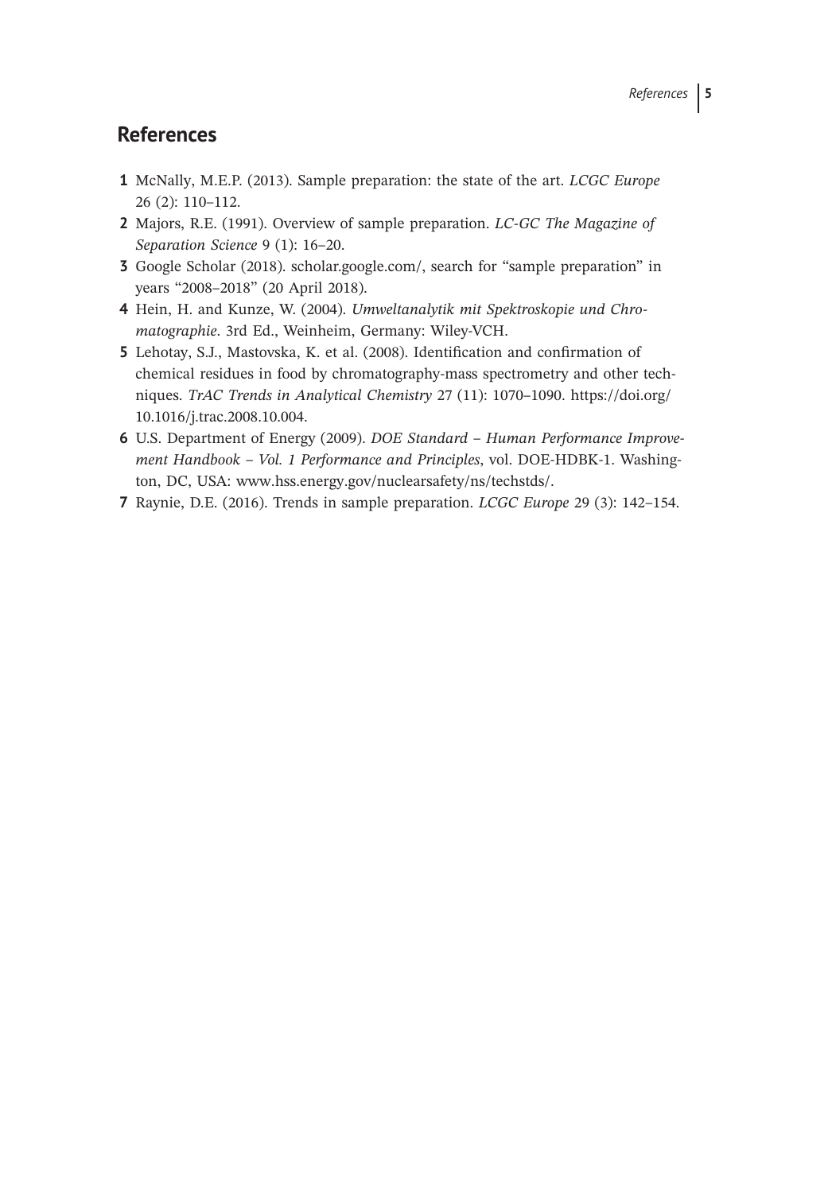## References

1. McNally, M.E.P. (2013). Sample preparation: the state of the art. *LCGC Europe* 26 (2): 110–112.
2. Majors, R.E. (1991). Overview of sample preparation. *LC-GC The Magazine of Separation Science* 9 (1): 16–20.
3. Google Scholar (2018). scholar.google.com/, search for "sample preparation" in years "2008–2018" (20 April 2018).
4. Hein, H. and Kunze, W. (2004). *Umweltanalytik mit Spektroskopie und Chromatographie*. 3rd Ed., Weinheim, Germany: Wiley-VCH.
5. Lehotay, S.J., Mastovska, K. et al. (2008). Identification and confirmation of chemical residues in food by chromatography-mass spectrometry and other techniques. *TrAC Trends in Analytical Chemistry* 27 (11): 1070–1090. https://doi.org/10.1016/j.trac.2008.10.004.
6. U.S. Department of Energy (2009). *DOE Standard – Human Performance Improvement Handbook – Vol. 1 Performance and Principles*, vol. DOE-HDBK-1. Washington, DC, USA: www.hss.energy.gov/nuclearsafety/ns/techstds/.
7. Raynie, D.E. (2016). Trends in sample preparation. *LCGC Europe* 29 (3): 142–154.